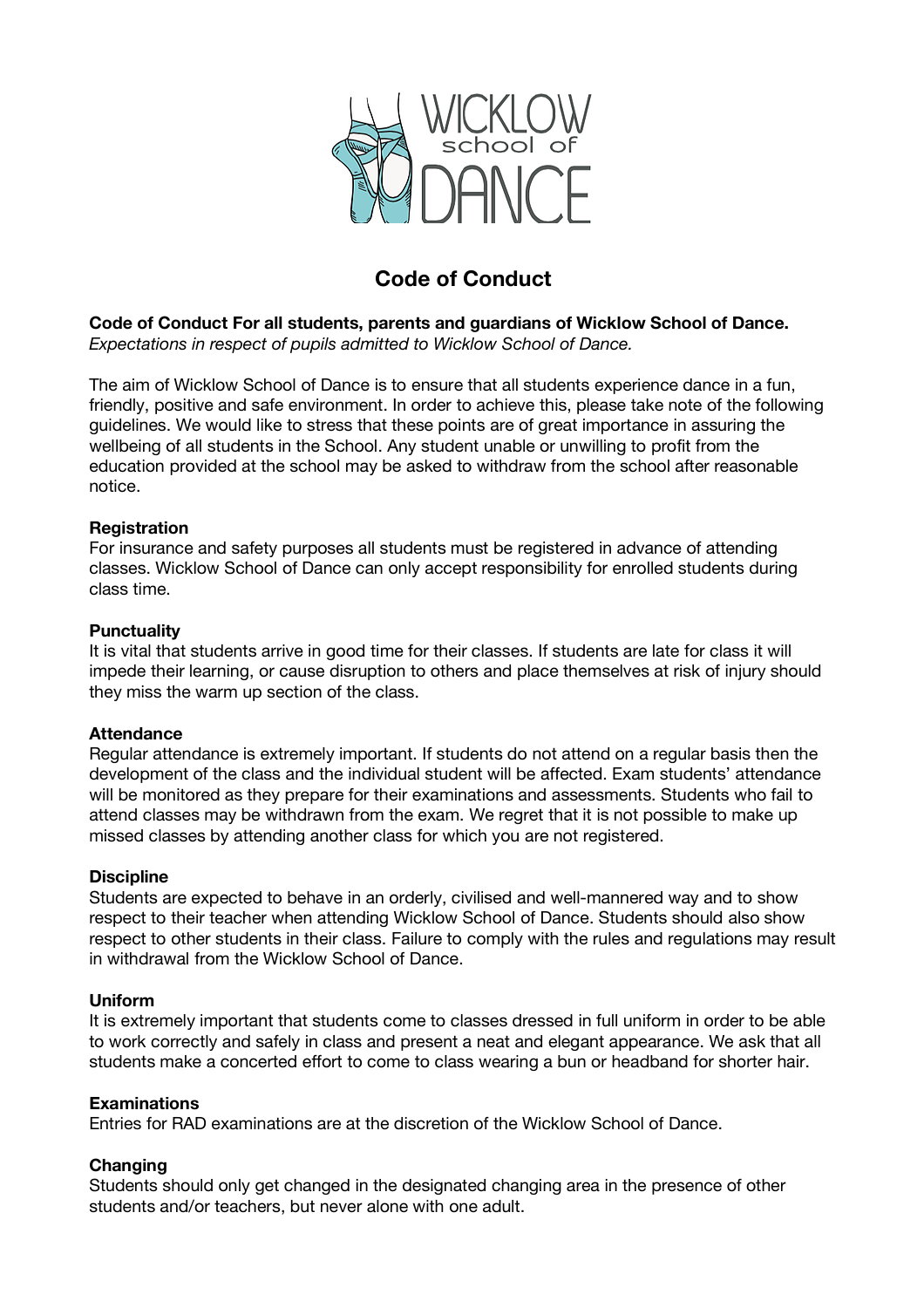# Code of Conduct

**Code of Conduct For all students, parents and guardians of Wicklow School of Dance.**
*Expectations in respect of pupils admitted to Wicklow School of Dance.*

The aim of Wicklow School of Dance is to ensure that all students experience dance in a fun, friendly, positive and safe environment. In order to achieve this, please take note of the following guidelines. We would like to stress that these points are of great importance in assuring the wellbeing of all students in the School. Any student unable or unwilling to profit from the education provided at the school may be asked to withdraw from the school after reasonable notice.

**Registration**
For insurance and safety purposes all students must be registered in advance of attending classes. Wicklow School of Dance can only accept responsibility for enrolled students during class time.

**Punctuality**
It is vital that students arrive in good time for their classes. If students are late for class it will impede their learning, or cause disruption to others and place themselves at risk of injury should they miss the warm up section of the class.

**Attendance**
Regular attendance is extremely important. If students do not attend on a regular basis then the development of the class and the individual student will be affected. Exam students' attendance will be monitored as they prepare for their examinations and assessments. Students who fail to attend classes may be withdrawn from the exam. We regret that it is not possible to make up missed classes by attending another class for which you are not registered.

**Discipline**
Students are expected to behave in an orderly, civilised and well-mannered way and to show respect to their teacher when attending Wicklow School of Dance. Students should also show respect to other students in their class. Failure to comply with the rules and regulations may result in withdrawal from the Wicklow School of Dance.

**Uniform**
It is extremely important that students come to classes dressed in full uniform in order to be able to work correctly and safely in class and present a neat and elegant appearance. We ask that all students make a concerted effort to come to class wearing a bun or headband for shorter hair.

**Examinations**
Entries for RAD examinations are at the discretion of the Wicklow School of Dance.

**Changing**
Students should only get changed in the designated changing area in the presence of other students and/or teachers, but never alone with one adult.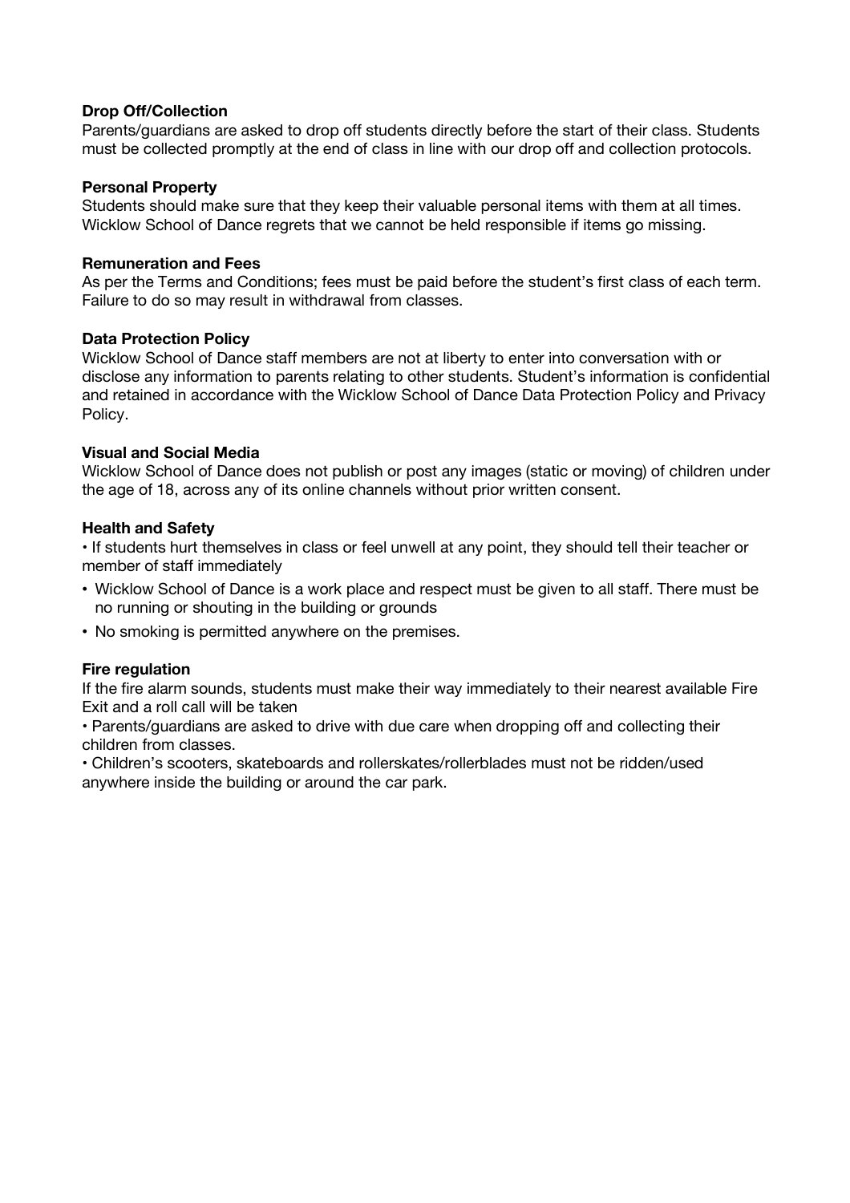**Drop Off/Collection**
Parents/guardians are asked to drop off students directly before the start of their class. Students must be collected promptly at the end of class in line with our drop off and collection protocols.

**Personal Property**
Students should make sure that they keep their valuable personal items with them at all times. Wicklow School of Dance regrets that we cannot be held responsible if items go missing.

**Remuneration and Fees**
As per the Terms and Conditions; fees must be paid before the student's first class of each term. Failure to do so may result in withdrawal from classes.

**Data Protection Policy**
Wicklow School of Dance staff members are not at liberty to enter into conversation with or disclose any information to parents relating to other students. Student's information is confidential and retained in accordance with the Wicklow School of Dance Data Protection Policy and Privacy Policy.

**Visual and Social Media**
Wicklow School of Dance does not publish or post any images (static or moving) of children under the age of 18, across any of its online channels without prior written consent.

**Health and Safety**
• If students hurt themselves in class or feel unwell at any point, they should tell their teacher or member of staff immediately

- Wicklow School of Dance is a work place and respect must be given to all staff. There must be no running or shouting in the building or grounds
- No smoking is permitted anywhere on the premises.

**Fire regulation**
If the fire alarm sounds, students must make their way immediately to their nearest available Fire Exit and a roll call will be taken

• Parents/guardians are asked to drive with due care when dropping off and collecting their children from classes.

• Children's scooters, skateboards and rollerskates/rollerblades must not be ridden/used anywhere inside the building or around the car park.